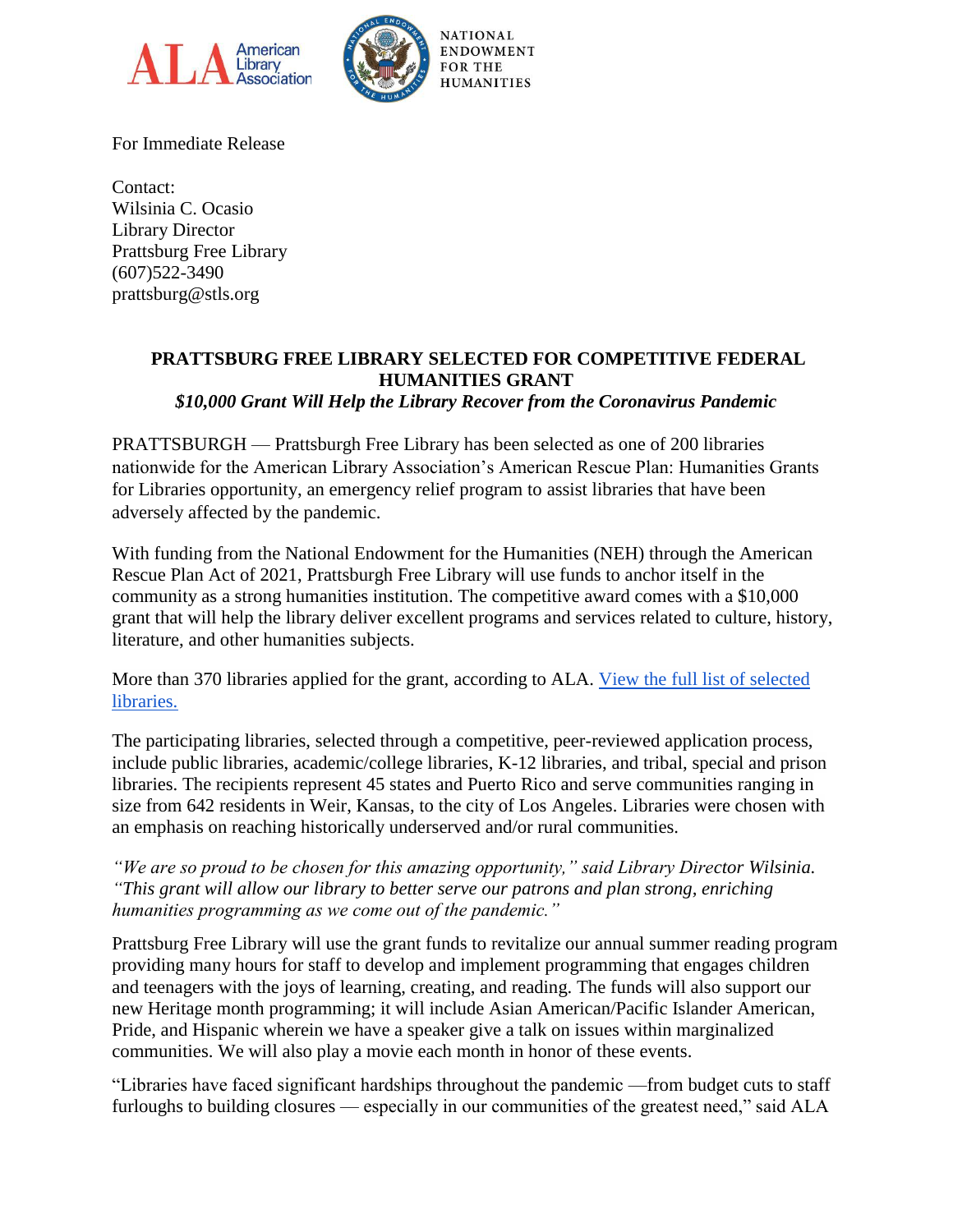ALA American Library Association

NATIONAL ENDOWMENT FOR THE HUMANITIES

For Immediate Release

Contact:
Wilsinia C. Ocasio
Library Director
Prattsburg Free Library
(607)522-3490
prattsburg@stls.org

**PRATTSBURG FREE LIBRARY SELECTED FOR COMPETITIVE FEDERAL HUMANITIES GRANT**

***$10,000 Grant Will Help the Library Recover from the Coronavirus Pandemic***

PRATTSBURGH — Prattsburgh Free Library has been selected as one of 200 libraries nationwide for the American Library Association's American Rescue Plan: Humanities Grants for Libraries opportunity, an emergency relief program to assist libraries that have been adversely affected by the pandemic.

With funding from the National Endowment for the Humanities (NEH) through the American Rescue Plan Act of 2021, Prattsburgh Free Library will use funds to anchor itself in the community as a strong humanities institution. The competitive award comes with a $10,000 grant that will help the library deliver excellent programs and services related to culture, history, literature, and other humanities subjects.

More than 370 libraries applied for the grant, according to ALA. [View the full list of selected libraries.]

The participating libraries, selected through a competitive, peer-reviewed application process, include public libraries, academic/college libraries, K-12 libraries, and tribal, special and prison libraries. The recipients represent 45 states and Puerto Rico and serve communities ranging in size from 642 residents in Weir, Kansas, to the city of Los Angeles. Libraries were chosen with an emphasis on reaching historically underserved and/or rural communities.

*"We are so proud to be chosen for this amazing opportunity," said Library Director Wilsinia. "This grant will allow our library to better serve our patrons and plan strong, enriching humanities programming as we come out of the pandemic."*

Prattsburg Free Library will use the grant funds to revitalize our annual summer reading program providing many hours for staff to develop and implement programming that engages children and teenagers with the joys of learning, creating, and reading. The funds will also support our new Heritage month programming; it will include Asian American/Pacific Islander American, Pride, and Hispanic wherein we have a speaker give a talk on issues within marginalized communities. We will also play a movie each month in honor of these events.

"Libraries have faced significant hardships throughout the pandemic —from budget cuts to staff furloughs to building closures — especially in our communities of the greatest need," said ALA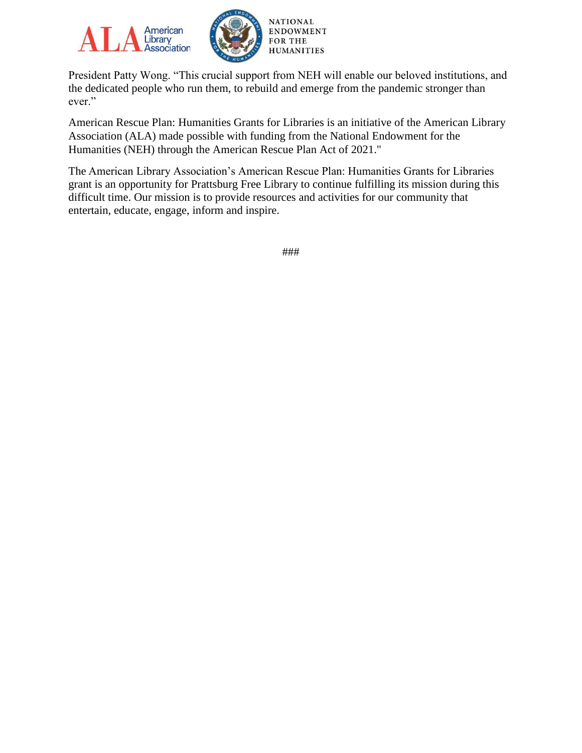President Patty Wong. “This crucial support from NEH will enable our beloved institutions, and the dedicated people who run them, to rebuild and emerge from the pandemic stronger than ever.”

American Rescue Plan: Humanities Grants for Libraries is an initiative of the American Library Association (ALA) made possible with funding from the National Endowment for the Humanities (NEH) through the American Rescue Plan Act of 2021."

The American Library Association’s American Rescue Plan: Humanities Grants for Libraries grant is an opportunity for Prattsburg Free Library to continue fulfilling its mission during this difficult time. Our mission is to provide resources and activities for our community that entertain, educate, engage, inform and inspire.

###